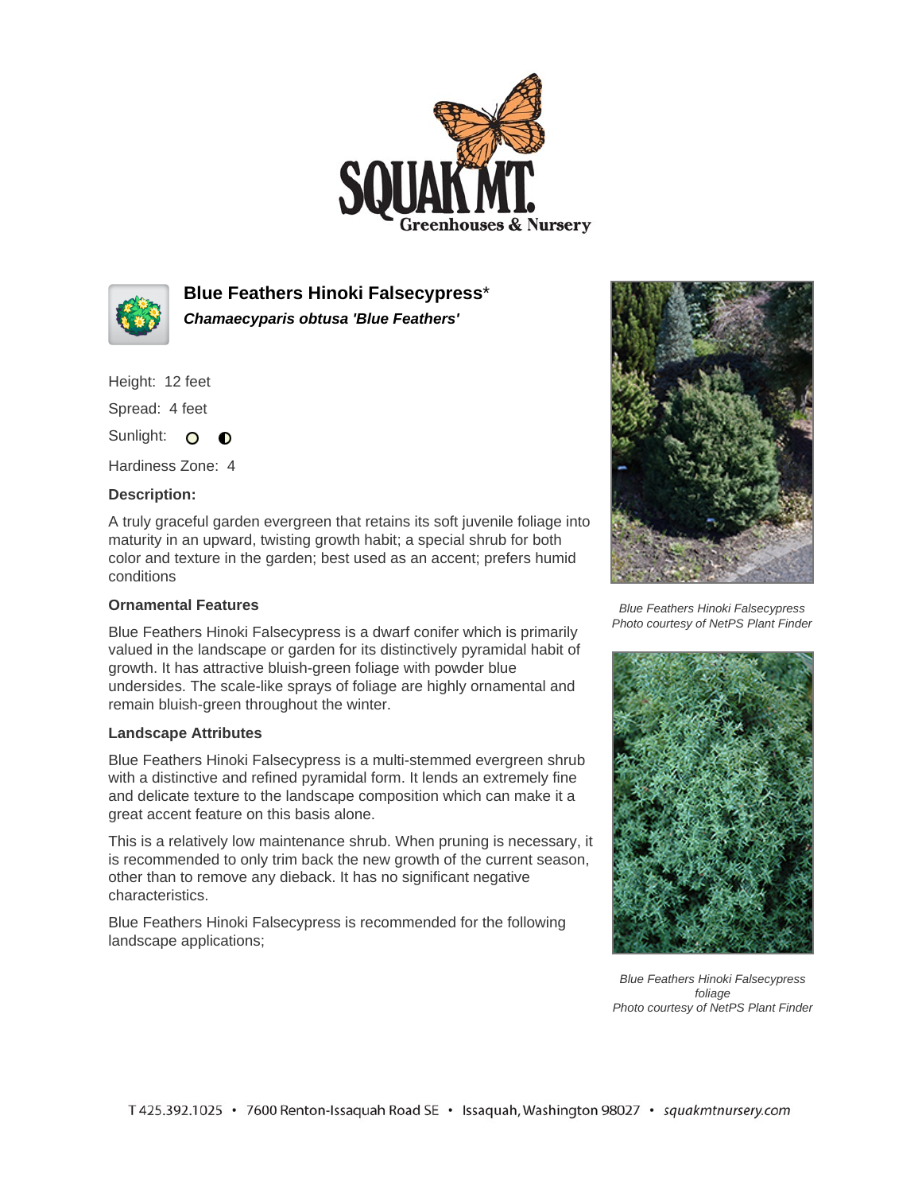# Blue Feathers Hinoki Falsecypress*

***Chamaecyparis obtusa 'Blue Feathers'***

Height: 12 feet

Spread: 4 feet

Sunlight:

Hardiness Zone: 4

### Description:

A truly graceful garden evergreen that retains its soft juvenile foliage into maturity in an upward, twisting growth habit; a special shrub for both color and texture in the garden; best used as an accent; prefers humid conditions

### Ornamental Features

Blue Feathers Hinoki Falsecypress is a dwarf conifer which is primarily valued in the landscape or garden for its distinctively pyramidal habit of growth. It has attractive bluish-green foliage with powder blue undersides. The scale-like sprays of foliage are highly ornamental and remain bluish-green throughout the winter.

### Landscape Attributes

Blue Feathers Hinoki Falsecypress is a multi-stemmed evergreen shrub with a distinctive and refined pyramidal form. It lends an extremely fine and delicate texture to the landscape composition which can make it a great accent feature on this basis alone.

This is a relatively low maintenance shrub. When pruning is necessary, it is recommended to only trim back the new growth of the current season, other than to remove any dieback. It has no significant negative characteristics.

Blue Feathers Hinoki Falsecypress is recommended for the following landscape applications;

*Blue Feathers Hinoki Falsecypress*
*Photo courtesy of NetPS Plant Finder*

*Blue Feathers Hinoki Falsecypress foliage*
*Photo courtesy of NetPS Plant Finder*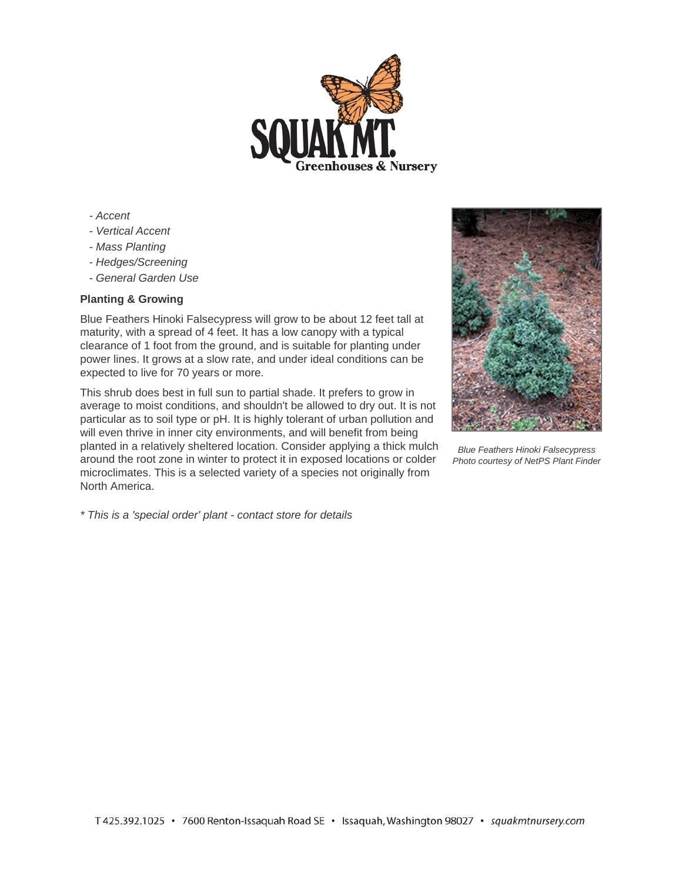- *Accent*
- *Vertical Accent*
- *Mass Planting*
- *Hedges/Screening*
- *General Garden Use*

**Planting & Growing**

Blue Feathers Hinoki Falsecypress will grow to be about 12 feet tall at maturity, with a spread of 4 feet. It has a low canopy with a typical clearance of 1 foot from the ground, and is suitable for planting under power lines. It grows at a slow rate, and under ideal conditions can be expected to live for 70 years or more.

This shrub does best in full sun to partial shade. It prefers to grow in average to moist conditions, and shouldn't be allowed to dry out. It is not particular as to soil type or pH. It is highly tolerant of urban pollution and will even thrive in inner city environments, and will benefit from being planted in a relatively sheltered location. Consider applying a thick mulch around the root zone in winter to protect it in exposed locations or colder microclimates. This is a selected variety of a species not originally from North America.

*Blue Feathers Hinoki Falsecypress*
*Photo courtesy of NetPS Plant Finder*

*\* This is a 'special order' plant - contact store for details*